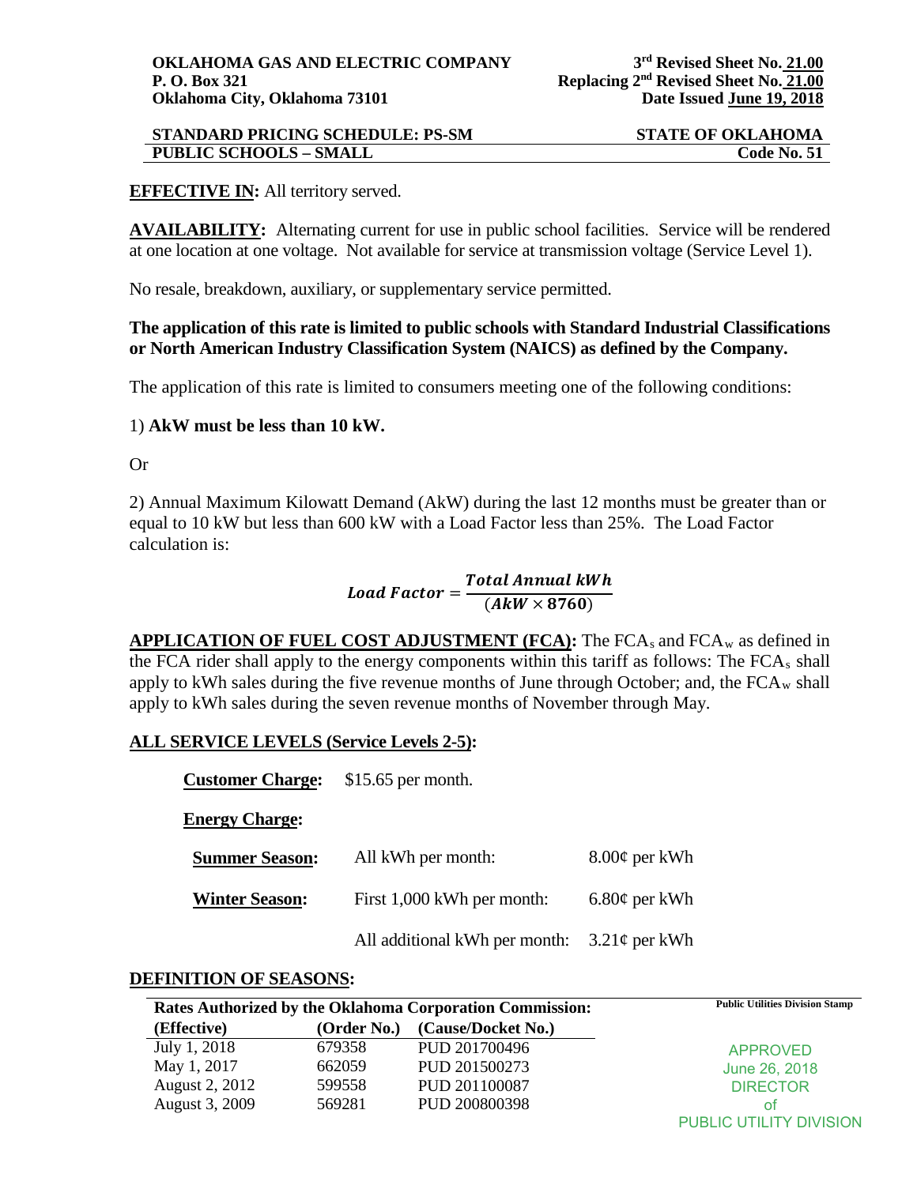**OKLAHOMA GAS AND ELECTRIC COMPANY**
**P. O. Box 321**
**Oklahoma City, Oklahoma 73101**

**3rd Revised Sheet No. 21.00**
**Replacing 2nd Revised Sheet No. 21.00**
**Date Issued June 19, 2018**

**STANDARD PRICING SCHEDULE: PS-SM** — **STATE OF OKLAHOMA**
**PUBLIC SCHOOLS – SMALL** — **Code No. 51**

**EFFECTIVE IN:** All territory served.

**AVAILABILITY:** Alternating current for use in public school facilities. Service will be rendered at one location at one voltage. Not available for service at transmission voltage (Service Level 1).

No resale, breakdown, auxiliary, or supplementary service permitted.

**The application of this rate is limited to public schools with Standard Industrial Classifications or North American Industry Classification System (NAICS) as defined by the Company.**

The application of this rate is limited to consumers meeting one of the following conditions:

1) **AkW must be less than 10 kW.**

Or

2) Annual Maximum Kilowatt Demand (AkW) during the last 12 months must be greater than or equal to 10 kW but less than 600 kW with a Load Factor less than 25%. The Load Factor calculation is:

$$Load\ Factor = \frac{Total\ Annual\ kWh}{(AkW \times 8760)}$$

**APPLICATION OF FUEL COST ADJUSTMENT (FCA):** The $FCA_s$ and $FCA_w$ as defined in the FCA rider shall apply to the energy components within this tariff as follows: The $FCA_s$ shall apply to kWh sales during the five revenue months of June through October; and, the $FCA_w$ shall apply to kWh sales during the seven revenue months of November through May.

**ALL SERVICE LEVELS (Service Levels 2-5):**

**Customer Charge:** $15.65 per month.

**Energy Charge:**

| | | |
|---|---|---|
| **Summer Season:** | All kWh per month: | 8.00¢ per kWh |
| **Winter Season:** | First 1,000 kWh per month: | 6.80¢ per kWh |
| | All additional kWh per month: | 3.21¢ per kWh |

**DEFINITION OF SEASONS:**

**Rates Authorized by the Oklahoma Corporation Commission:**

| (Effective) | (Order No.) | (Cause/Docket No.) |
|---|---|---|
| July 1, 2018 | 679358 | PUD 201700496 |
| May 1, 2017 | 662059 | PUD 201500273 |
| August 2, 2012 | 599558 | PUD 201100087 |
| August 3, 2009 | 569281 | PUD 200800398 |

Public Utilities Division Stamp

APPROVED
June 26, 2018
DIRECTOR
of
PUBLIC UTILITY DIVISION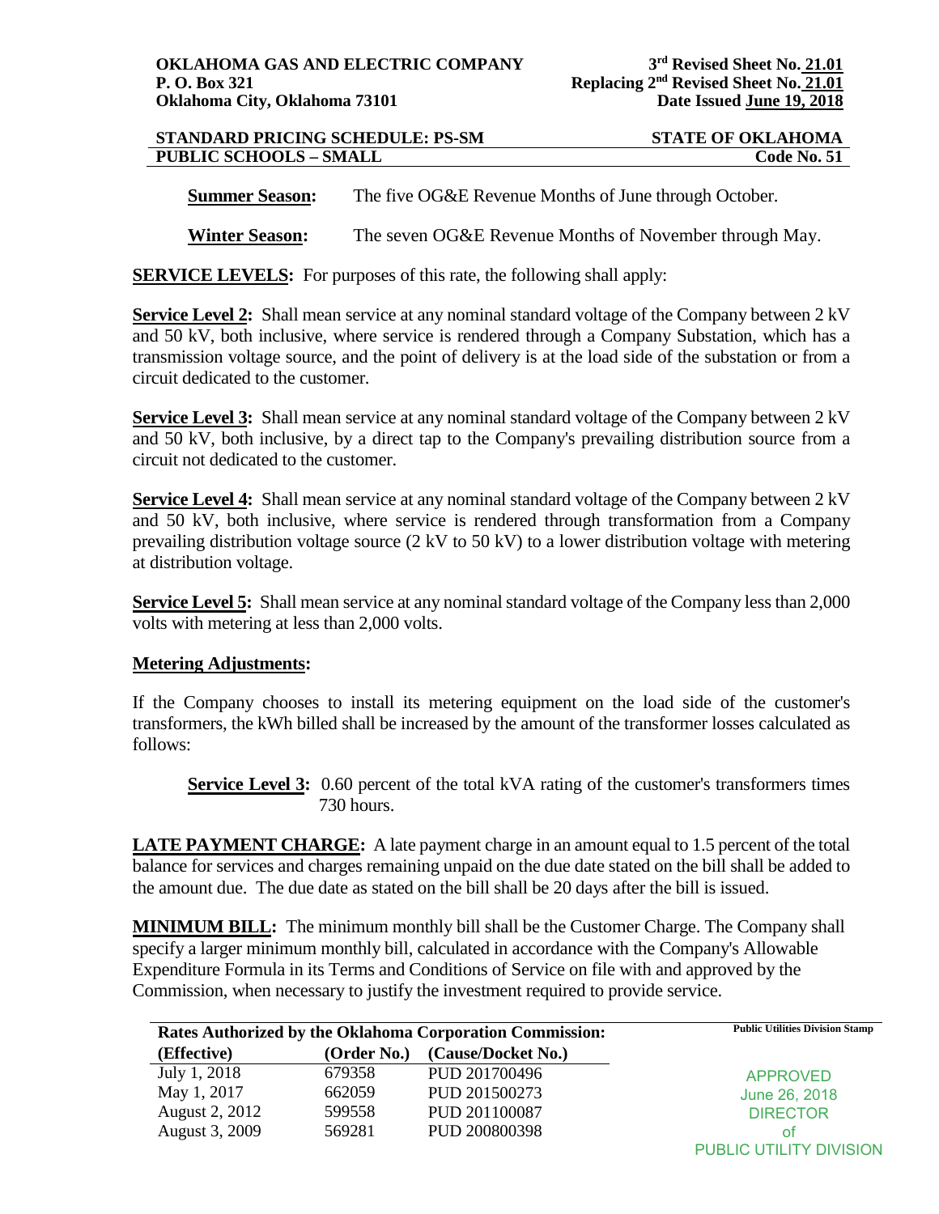**Summer Season:** The five OG&E Revenue Months of June through October.

**Winter Season:** The seven OG&E Revenue Months of November through May.

**SERVICE LEVELS:** For purposes of this rate, the following shall apply:

**Service Level 2:** Shall mean service at any nominal standard voltage of the Company between 2 kV and 50 kV, both inclusive, where service is rendered through a Company Substation, which has a transmission voltage source, and the point of delivery is at the load side of the substation or from a circuit dedicated to the customer.

**Service Level 3:** Shall mean service at any nominal standard voltage of the Company between 2 kV and 50 kV, both inclusive, by a direct tap to the Company's prevailing distribution source from a circuit not dedicated to the customer.

**Service Level 4:** Shall mean service at any nominal standard voltage of the Company between 2 kV and 50 kV, both inclusive, where service is rendered through transformation from a Company prevailing distribution voltage source (2 kV to 50 kV) to a lower distribution voltage with metering at distribution voltage.

**Service Level 5:** Shall mean service at any nominal standard voltage of the Company less than 2,000 volts with metering at less than 2,000 volts.

**Metering Adjustments:**

If the Company chooses to install its metering equipment on the load side of the customer's transformers, the kWh billed shall be increased by the amount of the transformer losses calculated as follows:

**Service Level 3:** 0.60 percent of the total kVA rating of the customer's transformers times 730 hours.

**LATE PAYMENT CHARGE:** A late payment charge in an amount equal to 1.5 percent of the total balance for services and charges remaining unpaid on the due date stated on the bill shall be added to the amount due. The due date as stated on the bill shall be 20 days after the bill is issued.

**MINIMUM BILL:** The minimum monthly bill shall be the Customer Charge. The Company shall specify a larger minimum monthly bill, calculated in accordance with the Company's Allowable Expenditure Formula in its Terms and Conditions of Service on file with and approved by the Commission, when necessary to justify the investment required to provide service.

**Rates Authorized by the Oklahoma Corporation Commission:**

| (Effective) | (Order No.) | (Cause/Docket No.) |
|---|---|---|
| July 1, 2018 | 679358 | PUD 201700496 |
| May 1, 2017 | 662059 | PUD 201500273 |
| August 2, 2012 | 599558 | PUD 201100087 |
| August 3, 2009 | 569281 | PUD 200800398 |

Public Utilities Division Stamp

APPROVED
June 26, 2018
DIRECTOR
of
PUBLIC UTILITY DIVISION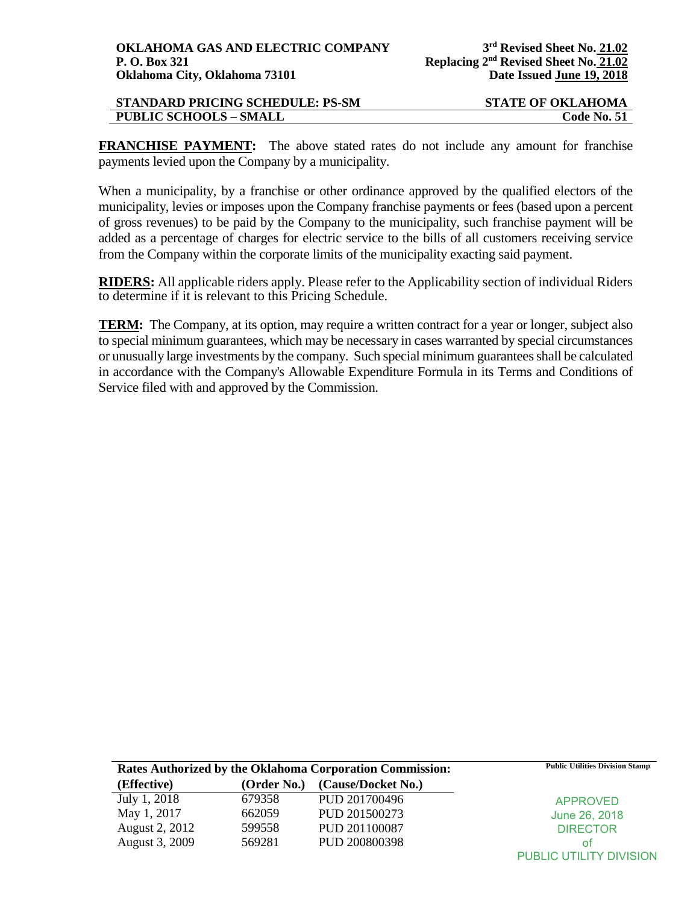**FRANCHISE PAYMENT:** The above stated rates do not include any amount for franchise payments levied upon the Company by a municipality.

When a municipality, by a franchise or other ordinance approved by the qualified electors of the municipality, levies or imposes upon the Company franchise payments or fees (based upon a percent of gross revenues) to be paid by the Company to the municipality, such franchise payment will be added as a percentage of charges for electric service to the bills of all customers receiving service from the Company within the corporate limits of the municipality exacting said payment.

**RIDERS:** All applicable riders apply. Please refer to the Applicability section of individual Riders to determine if it is relevant to this Pricing Schedule.

**TERM:** The Company, at its option, may require a written contract for a year or longer, subject also to special minimum guarantees, which may be necessary in cases warranted by special circumstances or unusually large investments by the company. Such special minimum guarantees shall be calculated in accordance with the Company's Allowable Expenditure Formula in its Terms and Conditions of Service filed with and approved by the Commission.

**Rates Authorized by the Oklahoma Corporation Commission:**

| (Effective) | (Order No.) | (Cause/Docket No.) |
|---|---|---|
| July 1, 2018 | 679358 | PUD 201700496 |
| May 1, 2017 | 662059 | PUD 201500273 |
| August 2, 2012 | 599558 | PUD 201100087 |
| August 3, 2009 | 569281 | PUD 200800398 |

Public Utilities Division Stamp

APPROVED
June 26, 2018
DIRECTOR
of
PUBLIC UTILITY DIVISION